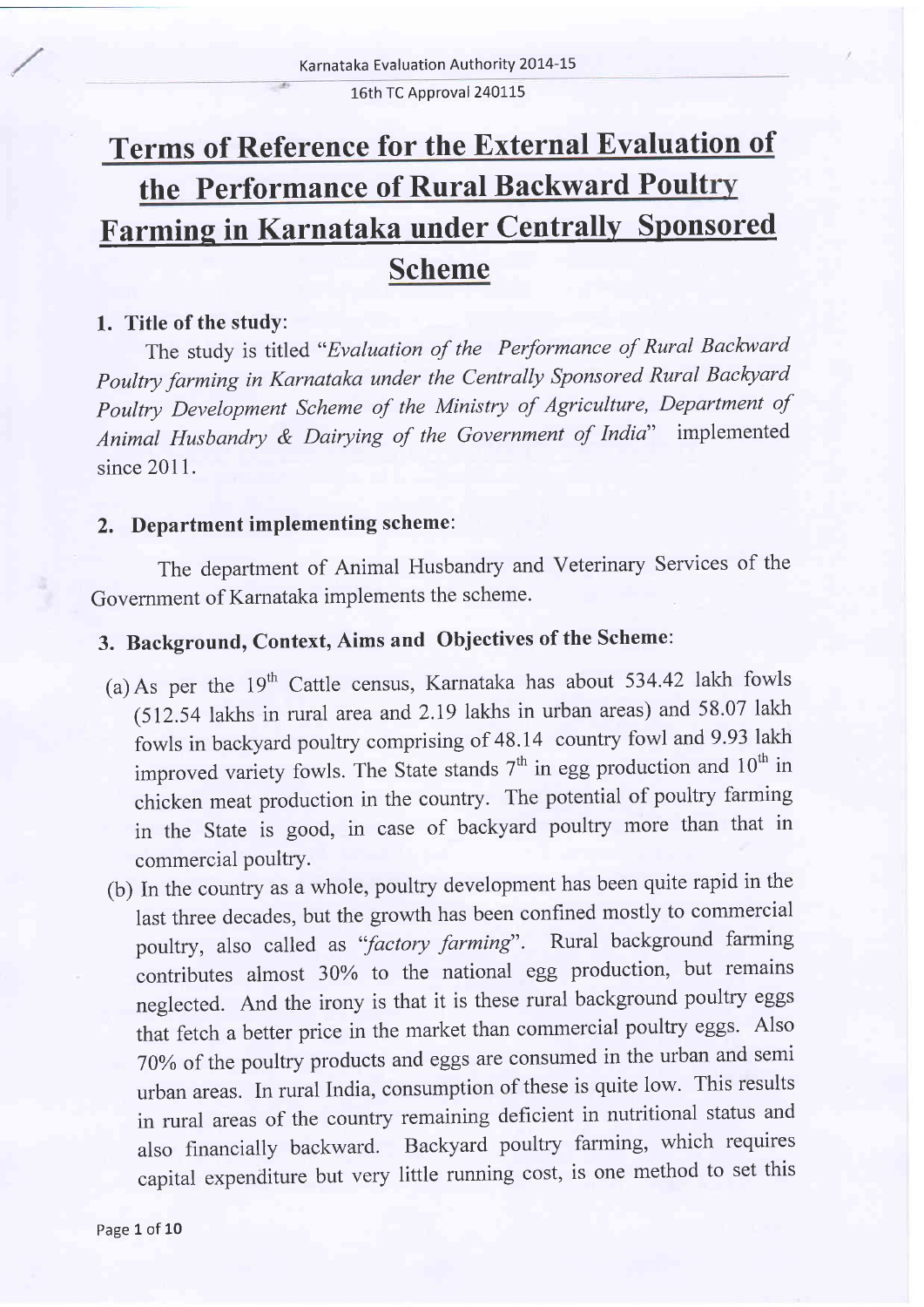# Terms of Reference for the External Evaluation of the Performance of Rural Backward Poultry Farming in Karnataka under Centrally Sponsored Scheme

## 1. Title of the study:

The study is titled "*Evaluation of the Performance of Rural Backward Poultry farming in Karnataka under the Centrally Sponsored Rural Backyard Poultry Development Scheme of the Ministry of Agriculture, Department of Animal Husbandry & Dairying of the Government of India*" implemented since 2011.

## 2. Department implementing scheme:

The department of Animal Husbandry and Veterinary Services of the Government of Karnataka implements the scheme.

## 3. Background, Context, Aims and Objectives of the Scheme:

(a) As per the 19th Cattle census, Karnataka has about 534.42 lakh fowls (512.54 lakhs in rural area and 2.19 lakhs in urban areas) and 58.07 lakh fowls in backyard poultry comprising of 48.14 country fowl and 9.93 lakh improved variety fowls. The State stands 7th in egg production and 10th in chicken meat production in the country. The potential of poultry farming in the State is good, in case of backyard poultry more than that in commercial poultry.

(b) In the country as a whole, poultry development has been quite rapid in the last three decades, but the growth has been confined mostly to commercial poultry, also called as "*factory farming*". Rural background farming contributes almost 30% to the national egg production, but remains neglected. And the irony is that it is these rural background poultry eggs that fetch a better price in the market than commercial poultry eggs. Also 70% of the poultry products and eggs are consumed in the urban and semi urban areas. In rural India, consumption of these is quite low. This results in rural areas of the country remaining deficient in nutritional status and also financially backward. Backyard poultry farming, which requires capital expenditure but very little running cost, is one method to set this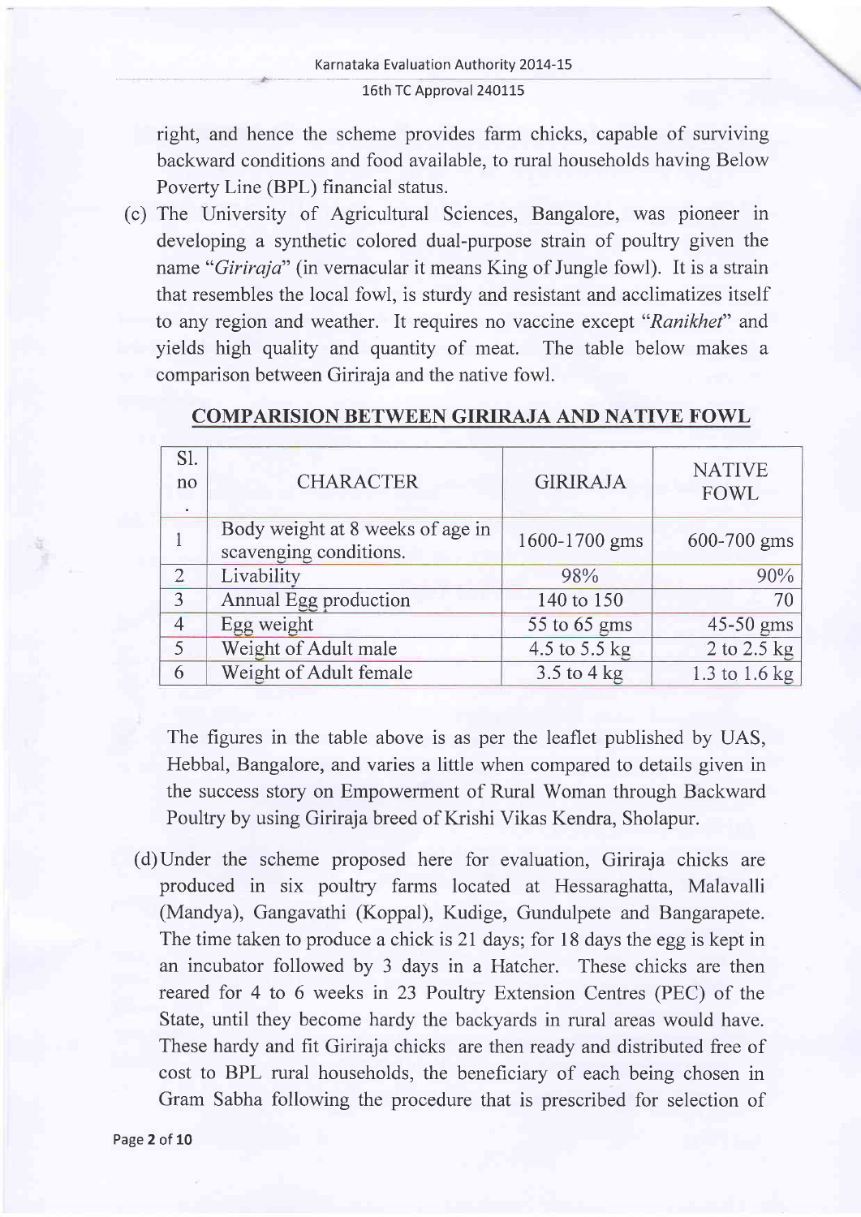right, and hence the scheme provides farm chicks, capable of surviving backward conditions and food available, to rural households having Below Poverty Line (BPL) financial status.

(c) The University of Agricultural Sciences, Bangalore, was pioneer in developing a synthetic colored dual-purpose strain of poultry given the name "*Giriraja*" (in vernacular it means King of Jungle fowl). It is a strain that resembles the local fowl, is sturdy and resistant and acclimatizes itself to any region and weather. It requires no vaccine except "*Ranikhet*" and yields high quality and quantity of meat. The table below makes a comparison between Giriraja and the native fowl.

**COMPARISION BETWEEN GIRIRAJA AND NATIVE FOWL**

| Sl. no. | CHARACTER | GIRIRAJA | NATIVE FOWL |
|---|---|---|---|
| 1 | Body weight at 8 weeks of age in scavenging conditions. | 1600-1700 gms | 600-700 gms |
| 2 | Livability | 98% | 90% |
| 3 | Annual Egg production | 140 to 150 | 70 |
| 4 | Egg weight | 55 to 65 gms | 45-50 gms |
| 5 | Weight of Adult male | 4.5 to 5.5 kg | 2 to 2.5 kg |
| 6 | Weight of Adult female | 3.5 to 4 kg | 1.3 to 1.6 kg |

The figures in the table above is as per the leaflet published by UAS, Hebbal, Bangalore, and varies a little when compared to details given in the success story on Empowerment of Rural Woman through Backward Poultry by using Giriraja breed of Krishi Vikas Kendra, Sholapur.

(d) Under the scheme proposed here for evaluation, Giriraja chicks are produced in six poultry farms located at Hessaraghatta, Malavalli (Mandya), Gangavathi (Koppal), Kudige, Gundulpete and Bangarapete. The time taken to produce a chick is 21 days; for 18 days the egg is kept in an incubator followed by 3 days in a Hatcher. These chicks are then reared for 4 to 6 weeks in 23 Poultry Extension Centres (PEC) of the State, until they become hardy the backyards in rural areas would have. These hardy and fit Giriraja chicks are then ready and distributed free of cost to BPL rural households, the beneficiary of each being chosen in Gram Sabha following the procedure that is prescribed for selection of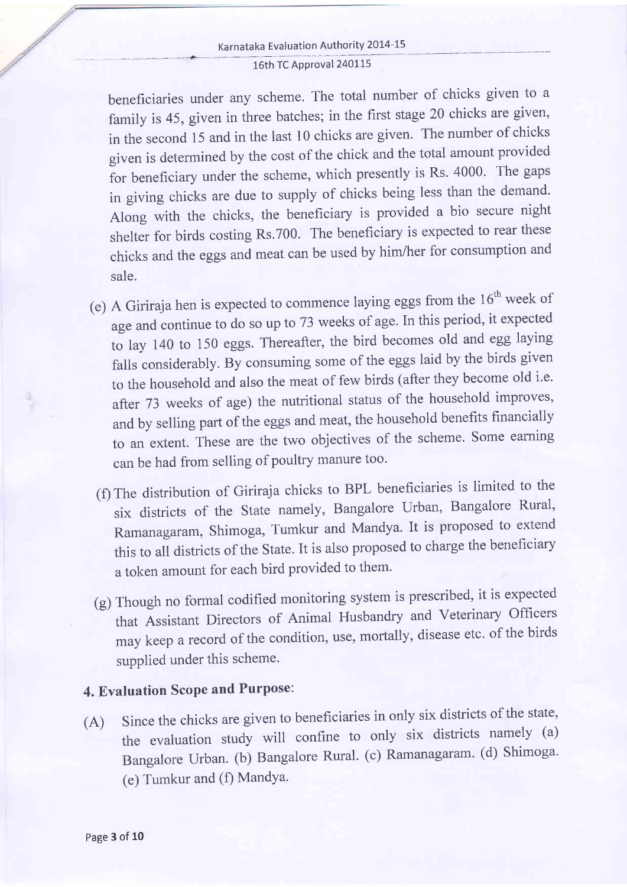beneficiaries under any scheme. The total number of chicks given to a family is 45, given in three batches; in the first stage 20 chicks are given, in the second 15 and in the last 10 chicks are given. The number of chicks given is determined by the cost of the chick and the total amount provided for beneficiary under the scheme, which presently is Rs. 4000. The gaps in giving chicks are due to supply of chicks being less than the demand. Along with the chicks, the beneficiary is provided a bio secure night shelter for birds costing Rs.700. The beneficiary is expected to rear these chicks and the eggs and meat can be used by him/her for consumption and sale.

(e) A Giriraja hen is expected to commence laying eggs from the 16th week of age and continue to do so up to 73 weeks of age. In this period, it expected to lay 140 to 150 eggs. Thereafter, the bird becomes old and egg laying falls considerably. By consuming some of the eggs laid by the birds given to the household and also the meat of few birds (after they become old i.e. after 73 weeks of age) the nutritional status of the household improves, and by selling part of the eggs and meat, the household benefits financially to an extent. These are the two objectives of the scheme. Some earning can be had from selling of poultry manure too.

(f) The distribution of Giriraja chicks to BPL beneficiaries is limited to the six districts of the State namely, Bangalore Urban, Bangalore Rural, Ramanagaram, Shimoga, Tumkur and Mandya. It is proposed to extend this to all districts of the State. It is also proposed to charge the beneficiary a token amount for each bird provided to them.

(g) Though no formal codified monitoring system is prescribed, it is expected that Assistant Directors of Animal Husbandry and Veterinary Officers may keep a record of the condition, use, mortally, disease etc. of the birds supplied under this scheme.

## 4. Evaluation Scope and Purpose:

(A) Since the chicks are given to beneficiaries in only six districts of the state, the evaluation study will confine to only six districts namely (a) Bangalore Urban. (b) Bangalore Rural. (c) Ramanagaram. (d) Shimoga. (e) Tumkur and (f) Mandya.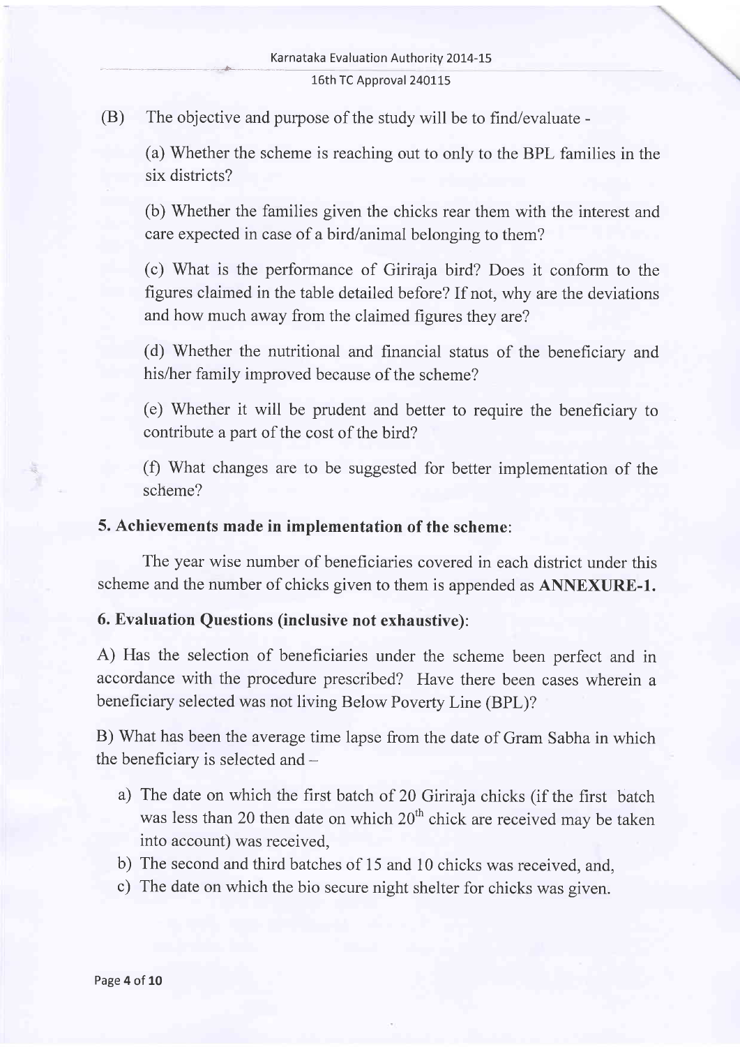(B) The objective and purpose of the study will be to find/evaluate -

(a) Whether the scheme is reaching out to only to the BPL families in the six districts?

(b) Whether the families given the chicks rear them with the interest and care expected in case of a bird/animal belonging to them?

(c) What is the performance of Giriraja bird? Does it conform to the figures claimed in the table detailed before? If not, why are the deviations and how much away from the claimed figures they are?

(d) Whether the nutritional and financial status of the beneficiary and his/her family improved because of the scheme?

(e) Whether it will be prudent and better to require the beneficiary to contribute a part of the cost of the bird?

(f) What changes are to be suggested for better implementation of the scheme?

## 5. Achievements made in implementation of the scheme:

The year wise number of beneficiaries covered in each district under this scheme and the number of chicks given to them is appended as **ANNEXURE-1.**

## 6. Evaluation Questions (inclusive not exhaustive):

A) Has the selection of beneficiaries under the scheme been perfect and in accordance with the procedure prescribed? Have there been cases wherein a beneficiary selected was not living Below Poverty Line (BPL)?

B) What has been the average time lapse from the date of Gram Sabha in which the beneficiary is selected and –

a) The date on which the first batch of 20 Giriraja chicks (if the first batch was less than 20 then date on which 20th chick are received may be taken into account) was received,
b) The second and third batches of 15 and 10 chicks was received, and,
c) The date on which the bio secure night shelter for chicks was given.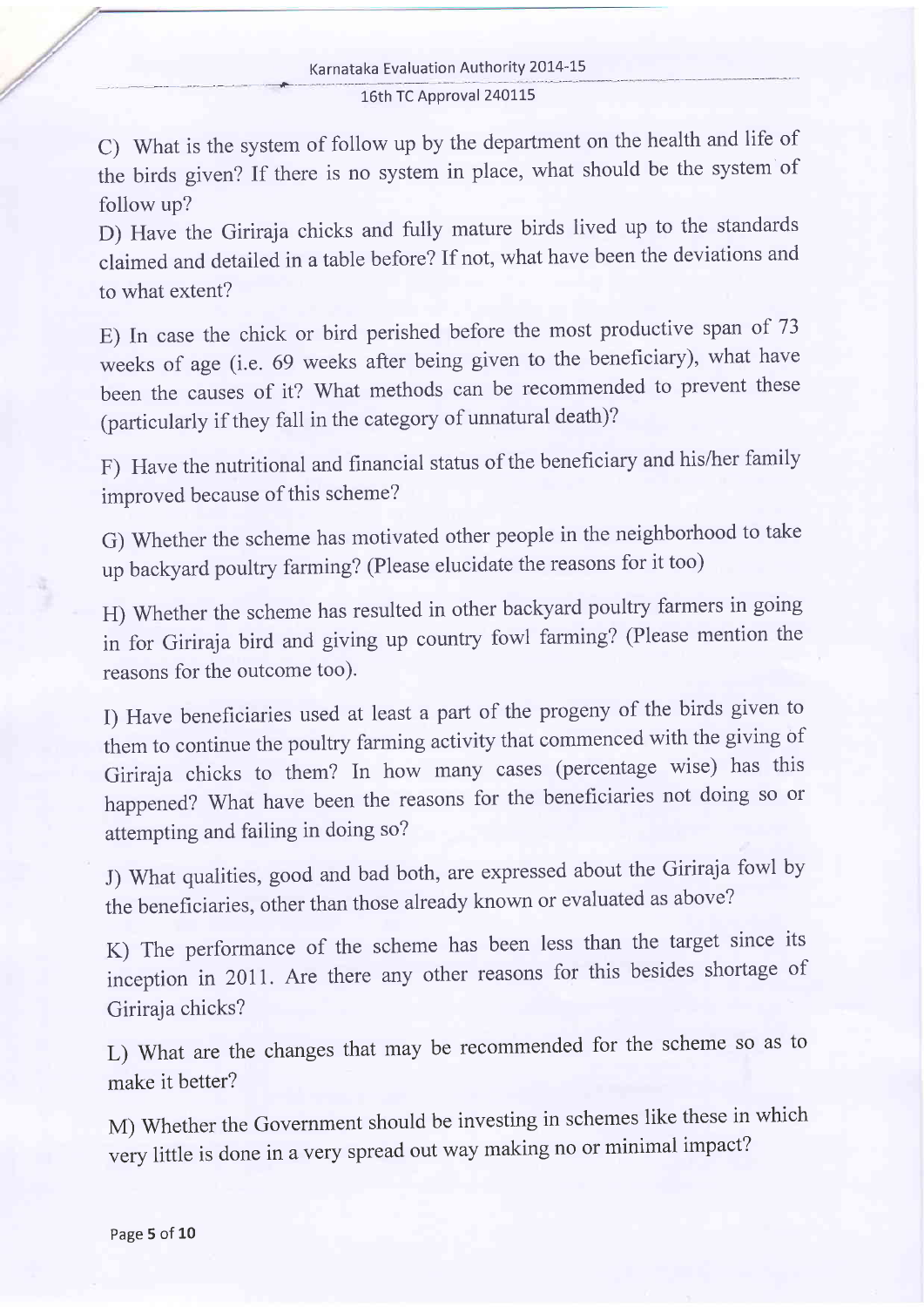C) What is the system of follow up by the department on the health and life of the birds given? If there is no system in place, what should be the system of follow up?

D) Have the Giriraja chicks and fully mature birds lived up to the standards claimed and detailed in a table before? If not, what have been the deviations and to what extent?

E) In case the chick or bird perished before the most productive span of 73 weeks of age (i.e. 69 weeks after being given to the beneficiary), what have been the causes of it? What methods can be recommended to prevent these (particularly if they fall in the category of unnatural death)?

F) Have the nutritional and financial status of the beneficiary and his/her family improved because of this scheme?

G) Whether the scheme has motivated other people in the neighborhood to take up backyard poultry farming? (Please elucidate the reasons for it too)

H) Whether the scheme has resulted in other backyard poultry farmers in going in for Giriraja bird and giving up country fowl farming? (Please mention the reasons for the outcome too).

I) Have beneficiaries used at least a part of the progeny of the birds given to them to continue the poultry farming activity that commenced with the giving of Giriraja chicks to them? In how many cases (percentage wise) has this happened? What have been the reasons for the beneficiaries not doing so or attempting and failing in doing so?

J) What qualities, good and bad both, are expressed about the Giriraja fowl by the beneficiaries, other than those already known or evaluated as above?

K) The performance of the scheme has been less than the target since its inception in 2011. Are there any other reasons for this besides shortage of Giriraja chicks?

L) What are the changes that may be recommended for the scheme so as to make it better?

M) Whether the Government should be investing in schemes like these in which very little is done in a very spread out way making no or minimal impact?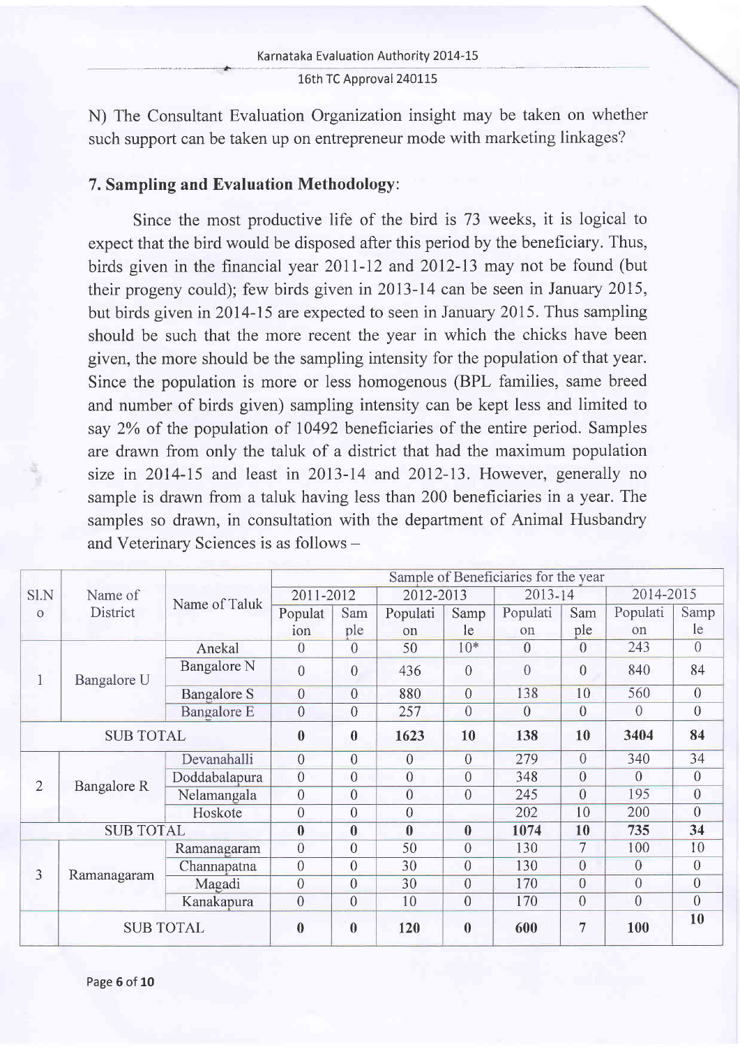N) The Consultant Evaluation Organization insight may be taken on whether such support can be taken up on entrepreneur mode with marketing linkages?

## 7. Sampling and Evaluation Methodology:

Since the most productive life of the bird is 73 weeks, it is logical to expect that the bird would be disposed after this period by the beneficiary. Thus, birds given in the financial year 2011-12 and 2012-13 may not be found (but their progeny could); few birds given in 2013-14 can be seen in January 2015, but birds given in 2014-15 are expected to seen in January 2015. Thus sampling should be such that the more recent the year in which the chicks have been given, the more should be the sampling intensity for the population of that year. Since the population is more or less homogenous (BPL families, same breed and number of birds given) sampling intensity can be kept less and limited to say 2% of the population of 10492 beneficiaries of the entire period. Samples are drawn from only the taluk of a district that had the maximum population size in 2014-15 and least in 2013-14 and 2012-13. However, generally no sample is drawn from a taluk having less than 200 beneficiaries in a year. The samples so drawn, in consultation with the department of Animal Husbandry and Veterinary Sciences is as follows –

| Sl.No | Name of District | Name of Taluk | Sample of Beneficiaries for the year | | | | | | | |
|---|---|---|---|---|---|---|---|---|---|---|
| | | | 2011-2012 | | 2012-2013 | | 2013-14 | | 2014-2015 | |
| | | | Population | Sample | Population | Sample | Population | Sample | Population | Sample |
| 1 | Bangalore U | Anekal | 0 | 0 | 50 | 10* | 0 | 0 | 243 | 0 |
| | | Bangalore N | 0 | 0 | 436 | 0 | 0 | 0 | 840 | 84 |
| | | Bangalore S | 0 | 0 | 880 | 0 | 138 | 10 | 560 | 0 |
| | | Bangalore E | 0 | 0 | 257 | 0 | 0 | 0 | 0 | 0 |
| | SUB TOTAL | | **0** | **0** | **1623** | **10** | **138** | **10** | **3404** | **84** |
| 2 | Bangalore R | Devanahalli | 0 | 0 | 0 | 0 | 279 | 0 | 340 | 34 |
| | | Doddabalapura | 0 | 0 | 0 | 0 | 348 | 0 | 0 | 0 |
| | | Nelamangala | 0 | 0 | 0 | 0 | 245 | 0 | 195 | 0 |
| | | Hoskote | 0 | 0 | 0 | | 202 | 10 | 200 | 0 |
| | SUB TOTAL | | **0** | **0** | **0** | **0** | **1074** | **10** | **735** | **34** |
| 3 | Ramanagaram | Ramanagaram | 0 | 0 | 50 | 0 | 130 | 7 | 100 | 10 |
| | | Channapatna | 0 | 0 | 30 | 0 | 130 | 0 | 0 | 0 |
| | | Magadi | 0 | 0 | 30 | 0 | 170 | 0 | 0 | 0 |
| | | Kanakapura | 0 | 0 | 10 | 0 | 170 | 0 | 0 | 0 |
| | SUB TOTAL | | **0** | **0** | **120** | **0** | **600** | **7** | **100** | **10** |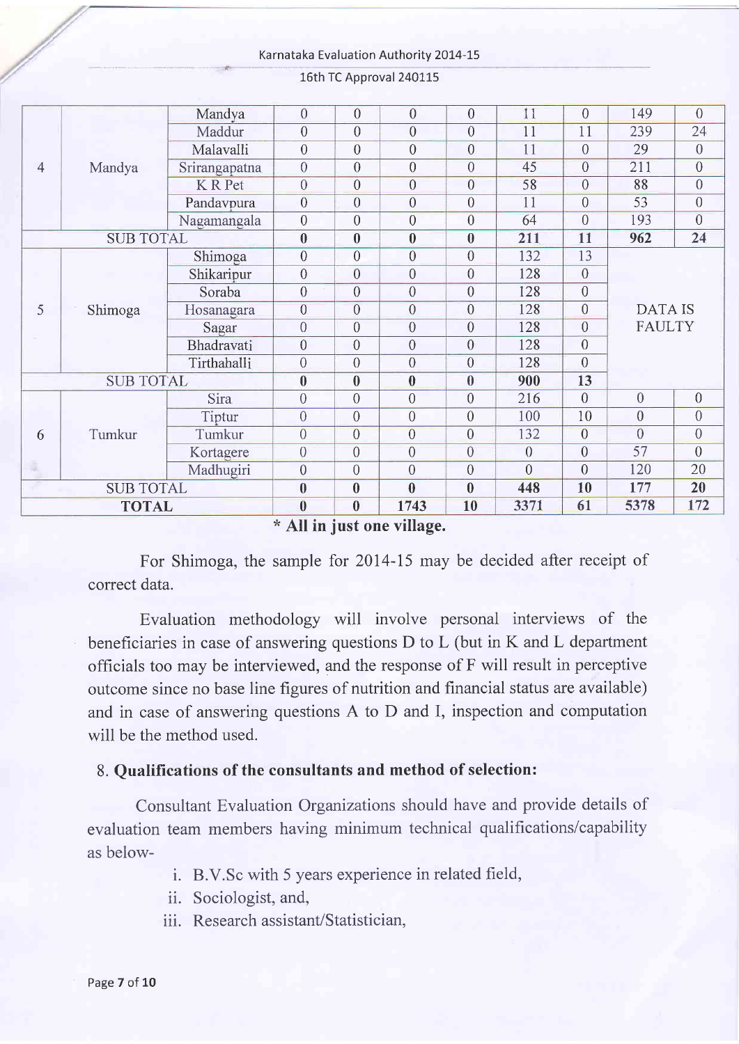|  |  |  |  |  |  |  |  |  |  |  |
|---|---|---|---|---|---|---|---|---|---|---|
| 4 | Mandya | Mandya | 0 | 0 | 0 | 0 | 11 | 0 | 149 | 0 |
|  |  | Maddur | 0 | 0 | 0 | 0 | 11 | 11 | 239 | 24 |
|  |  | Malavalli | 0 | 0 | 0 | 0 | 11 | 0 | 29 | 0 |
|  |  | Srirangapatna | 0 | 0 | 0 | 0 | 45 | 0 | 211 | 0 |
|  |  | K R Pet | 0 | 0 | 0 | 0 | 58 | 0 | 88 | 0 |
|  |  | Pandavpura | 0 | 0 | 0 | 0 | 11 | 0 | 53 | 0 |
|  |  | Nagamangala | 0 | 0 | 0 | 0 | 64 | 0 | 193 | 0 |
| **SUB TOTAL** |  |  | **0** | **0** | **0** | **0** | **211** | **11** | **962** | **24** |
| 5 | Shimoga | Shimoga | 0 | 0 | 0 | 0 | 132 | 13 | DATA IS FAULTY |  |
|  |  | Shikaripur | 0 | 0 | 0 | 0 | 128 | 0 |  |  |
|  |  | Soraba | 0 | 0 | 0 | 0 | 128 | 0 |  |  |
|  |  | Hosanagara | 0 | 0 | 0 | 0 | 128 | 0 |  |  |
|  |  | Sagar | 0 | 0 | 0 | 0 | 128 | 0 |  |  |
|  |  | Bhadravati | 0 | 0 | 0 | 0 | 128 | 0 |  |  |
|  |  | Tirthahalli | 0 | 0 | 0 | 0 | 128 | 0 |  |  |
| **SUB TOTAL** |  |  | **0** | **0** | **0** | **0** | **900** | **13** |  |  |
| 6 | Tumkur | Sira | 0 | 0 | 0 | 0 | 216 | 0 | 0 | 0 |
|  |  | Tiptur | 0 | 0 | 0 | 0 | 100 | 10 | 0 | 0 |
|  |  | Tumkur | 0 | 0 | 0 | 0 | 132 | 0 | 0 | 0 |
|  |  | Kortagere | 0 | 0 | 0 | 0 | 0 | 0 | 57 | 0 |
|  |  | Madhugiri | 0 | 0 | 0 | 0 | 0 | 0 | 120 | 20 |
| **SUB TOTAL** |  |  | **0** | **0** | **0** | **0** | **448** | **10** | **177** | **20** |
| **TOTAL** |  |  | **0** | **0** | **1743** | **10** | **3371** | **61** | **5378** | **172** |

**\* All in just one village.**

For Shimoga, the sample for 2014-15 may be decided after receipt of correct data.

Evaluation methodology will involve personal interviews of the beneficiaries in case of answering questions D to L (but in K and L department officials too may be interviewed, and the response of F will result in perceptive outcome since no base line figures of nutrition and financial status are available) and in case of answering questions A to D and I, inspection and computation will be the method used.

## 8. Qualifications of the consultants and method of selection:

Consultant Evaluation Organizations should have and provide details of evaluation team members having minimum technical qualifications/capability as below-

i. B.V.Sc with 5 years experience in related field,
ii. Sociologist, and,
iii. Research assistant/Statistician,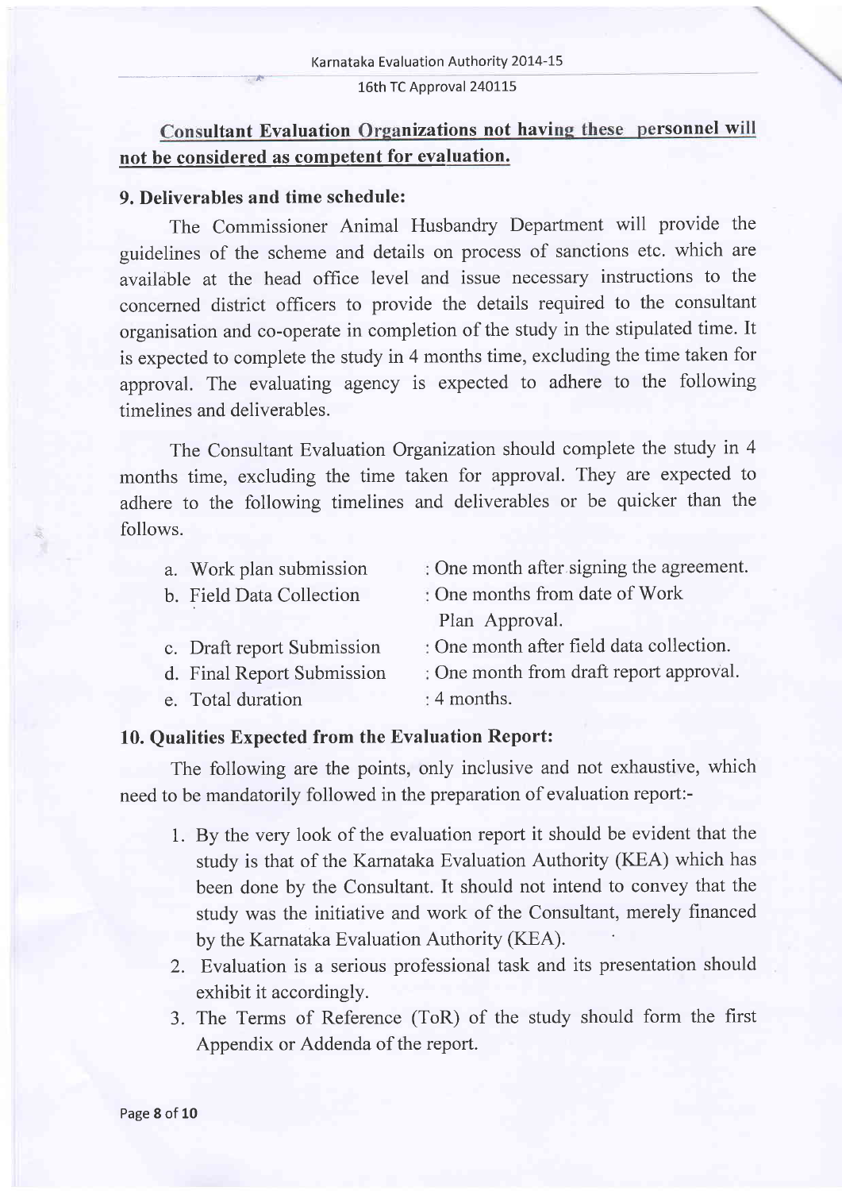**Consultant Evaluation Organizations not having these personnel will not be considered as competent for evaluation.**

**9. Deliverables and time schedule:**

The Commissioner Animal Husbandry Department will provide the guidelines of the scheme and details on process of sanctions etc. which are available at the head office level and issue necessary instructions to the concerned district officers to provide the details required to the consultant organisation and co-operate in completion of the study in the stipulated time. It is expected to complete the study in 4 months time, excluding the time taken for approval. The evaluating agency is expected to adhere to the following timelines and deliverables.

The Consultant Evaluation Organization should complete the study in 4 months time, excluding the time taken for approval. They are expected to adhere to the following timelines and deliverables or be quicker than the follows.

a. Work plan submission : One month after signing the agreement.
b. Field Data Collection : One months from date of Work Plan Approval.
c. Draft report Submission : One month after field data collection.
d. Final Report Submission : One month from draft report approval.
e. Total duration : 4 months.

**10. Qualities Expected from the Evaluation Report:**

The following are the points, only inclusive and not exhaustive, which need to be mandatorily followed in the preparation of evaluation report:-

1. By the very look of the evaluation report it should be evident that the study is that of the Karnataka Evaluation Authority (KEA) which has been done by the Consultant. It should not intend to convey that the study was the initiative and work of the Consultant, merely financed by the Karnataka Evaluation Authority (KEA).
2. Evaluation is a serious professional task and its presentation should exhibit it accordingly.
3. The Terms of Reference (ToR) of the study should form the first Appendix or Addenda of the report.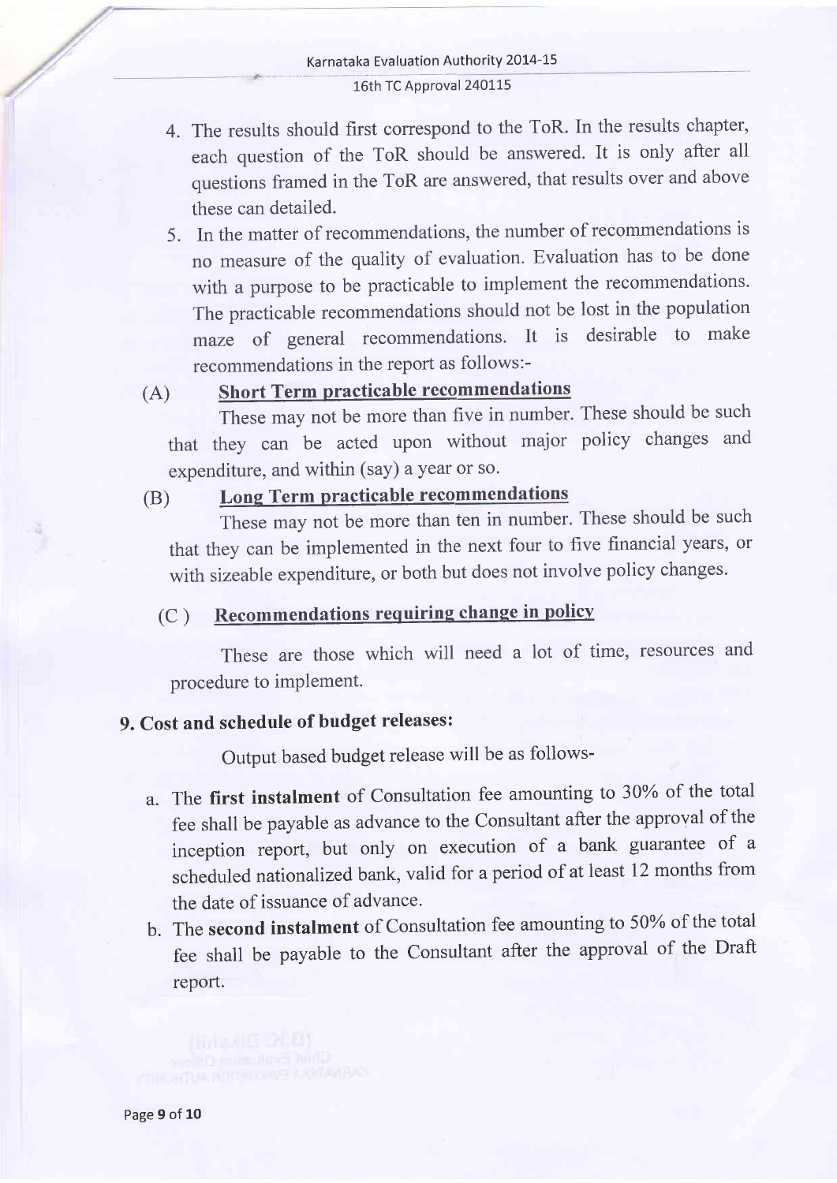4. The results should first correspond to the ToR. In the results chapter, each question of the ToR should be answered. It is only after all questions framed in the ToR are answered, that results over and above these can detailed.
5. In the matter of recommendations, the number of recommendations is no measure of the quality of evaluation. Evaluation has to be done with a purpose to be practicable to implement the recommendations. The practicable recommendations should not be lost in the population maze of general recommendations. It is desirable to make recommendations in the report as follows:-

(A) **Short Term practicable recommendations**

These may not be more than five in number. These should be such that they can be acted upon without major policy changes and expenditure, and within (say) a year or so.

(B) **Long Term practicable recommendations**

These may not be more than ten in number. These should be such that they can be implemented in the next four to five financial years, or with sizeable expenditure, or both but does not involve policy changes.

(C) **Recommendations requiring change in policy**

These are those which will need a lot of time, resources and procedure to implement.

## 9. Cost and schedule of budget releases:

Output based budget release will be as follows-

a. The **first instalment** of Consultation fee amounting to 30% of the total fee shall be payable as advance to the Consultant after the approval of the inception report, but only on execution of a bank guarantee of a scheduled nationalized bank, valid for a period of at least 12 months from the date of issuance of advance.

b. The **second instalment** of Consultation fee amounting to 50% of the total fee shall be payable to the Consultant after the approval of the Draft report.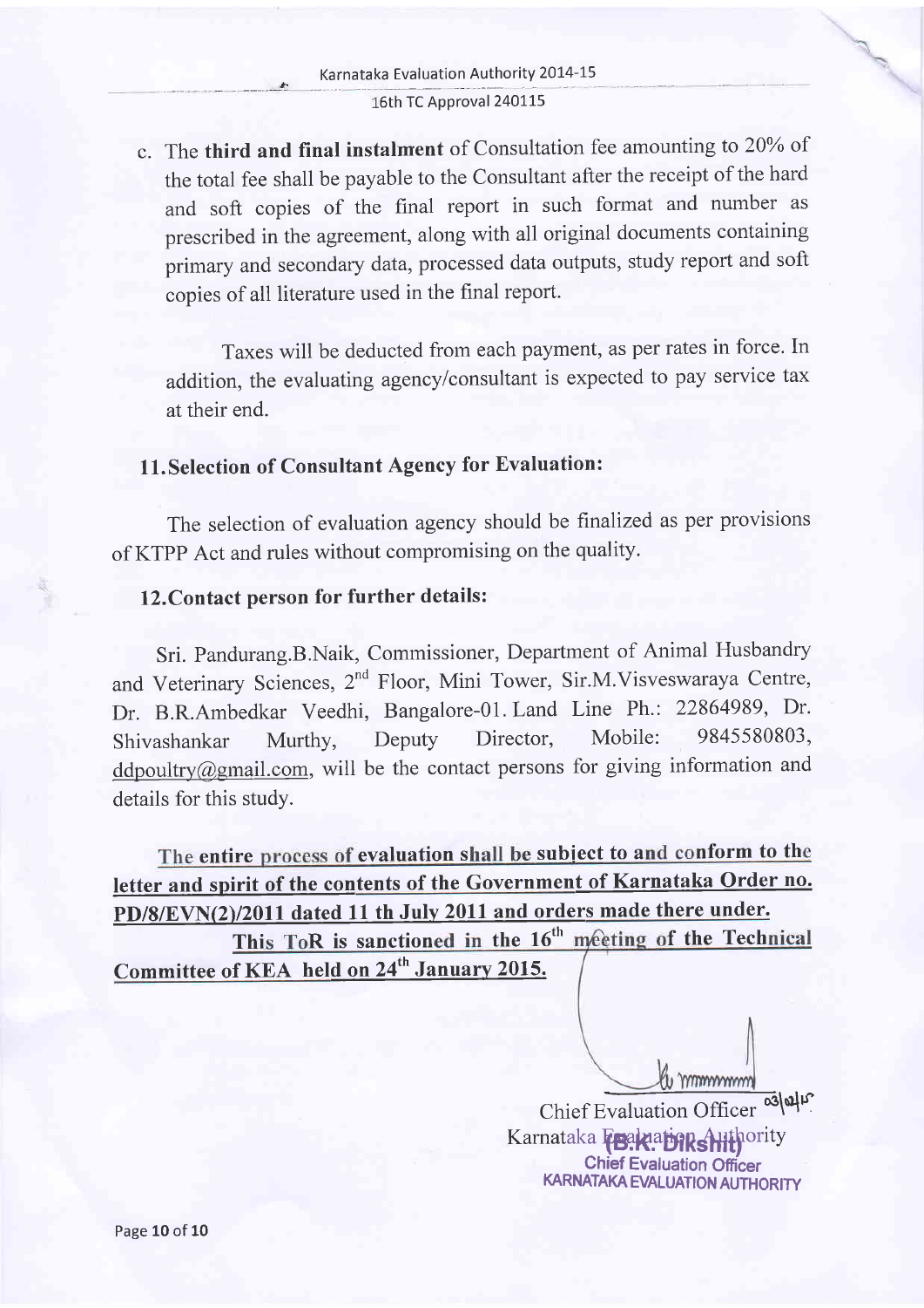c. The **third and final instalment** of Consultation fee amounting to 20% of the total fee shall be payable to the Consultant after the receipt of the hard and soft copies of the final report in such format and number as prescribed in the agreement, along with all original documents containing primary and secondary data, processed data outputs, study report and soft copies of all literature used in the final report.

Taxes will be deducted from each payment, as per rates in force. In addition, the evaluating agency/consultant is expected to pay service tax at their end.

## 11. Selection of Consultant Agency for Evaluation:

The selection of evaluation agency should be finalized as per provisions of KTPP Act and rules without compromising on the quality.

## 12. Contact person for further details:

Sri. Pandurang.B.Naik, Commissioner, Department of Animal Husbandry and Veterinary Sciences, 2nd Floor, Mini Tower, Sir.M.Visveswaraya Centre, Dr. B.R.Ambedkar Veedhi, Bangalore-01. Land Line Ph.: 22864989, Dr. Shivashankar Murthy, Deputy Director, Mobile: 9845580803, ddpoultry@gmail.com, will be the contact persons for giving information and details for this study.

**The entire process of evaluation shall be subject to and conform to the letter and spirit of the contents of the Government of Karnataka Order no. PD/8/EVN(2)/2011 dated 11 th July 2011 and orders made there under.**

**This ToR is sanctioned in the 16th meeting of the Technical Committee of KEA held on 24th January 2015.**

03/02/15

Chief Evaluation Officer
Karnataka Evaluation Authority

(B.K. Dikshit)
Chief Evaluation Officer
KARNATAKA EVALUATION AUTHORITY